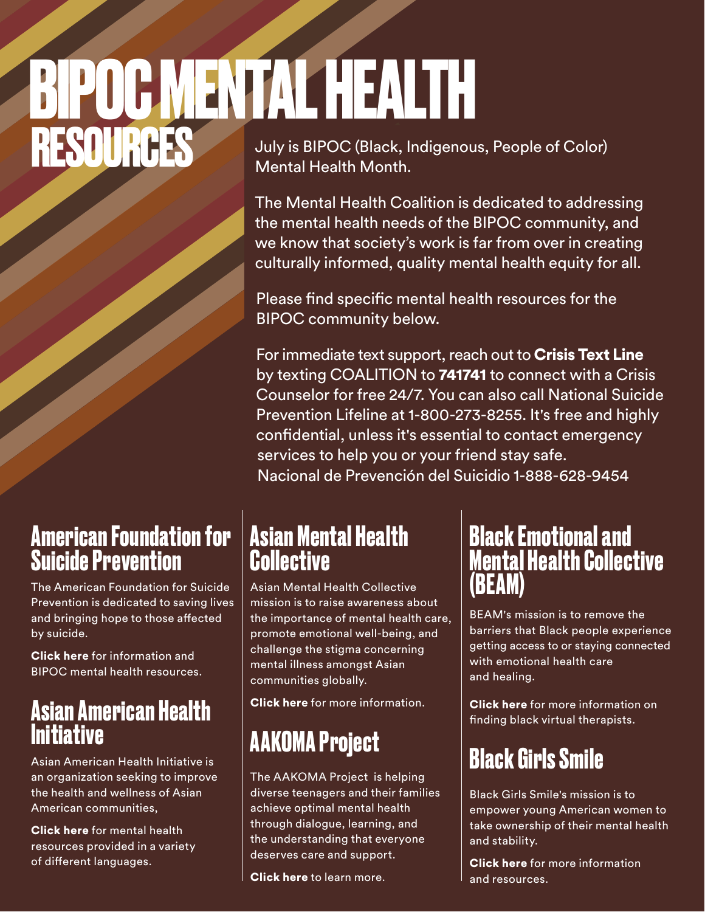# BIPOC MENTAL HEALTH RESOURCES

July is BIPOC (Black, Indigenous, People of Color) Mental Health Month.

The Mental Health Coalition is dedicated to addressing the mental health needs of the BIPOC community, and we know that society's work is far from over in creating culturally informed, quality mental health equity for all.

Please find specific mental health resources for the BIPOC community below.

For immediate text support, reach out to **Crisis Text Line** by texting COALITION to **741741** to connect with a Crisis Counselor for free 24/7. You can also call National Suicide Prevention Lifeline at 1-800-273-8255. It's free and highly confidential, unless it's essential to contact emergency services to help you or your friend stay safe.
Nacional de Prevención del Suicidio 1-888-628-9454

## American Foundation for Suicide Prevention

The American Foundation for Suicide Prevention is dedicated to saving lives and bringing hope to those affected by suicide.

**Click here** for information and BIPOC mental health resources.

## Asian American Health Initiative

Asian American Health Initiative is an organization seeking to improve the health and wellness of Asian American communities,

**Click here** for mental health resources provided in a variety of different languages.

## Asian Mental Health Collective

Asian Mental Health Collective mission is to raise awareness about the importance of mental health care, promote emotional well-being, and challenge the stigma concerning mental illness amongst Asian communities globally.

**Click here** for more information.

## AAKOMA Project

The AAKOMA Project is helping diverse teenagers and their families achieve optimal mental health through dialogue, learning, and the understanding that everyone deserves care and support.

**Click here** to learn more.

## Black Emotional and Mental Health Collective (BEAM)

BEAM's mission is to remove the barriers that Black people experience getting access to or staying connected with emotional health care and healing.

**Click here** for more information on finding black virtual therapists.

## Black Girls Smile

Black Girls Smile's mission is to empower young American women to take ownership of their mental health and stability.

**Click here** for more information and resources.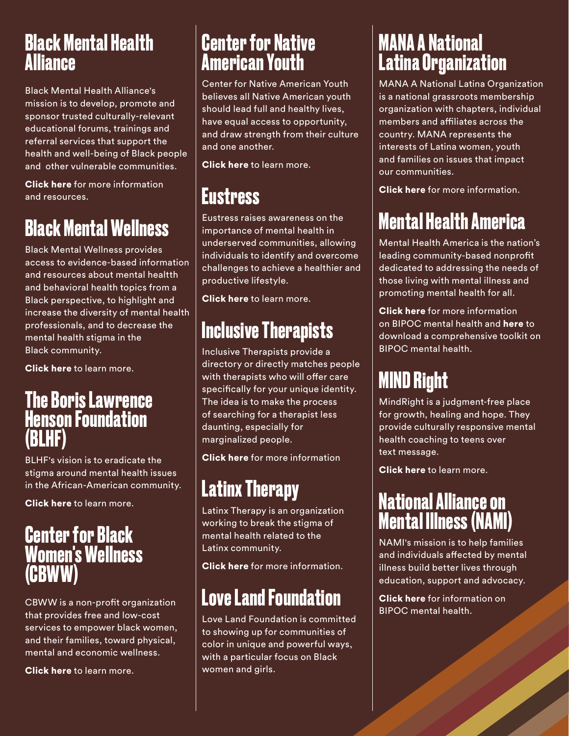## Black Mental Health Alliance

Black Mental Health Alliance's mission is to develop, promote and sponsor trusted culturally-relevant educational forums, trainings and referral services that support the health and well-being of Black people and other vulnerable communities.

**Click here** for more information and resources.

## Black Mental Wellness

Black Mental Wellness provides access to evidence-based information and resources about mental healtth and behavioral health topics from a Black perspective, to highlight and increase the diversity of mental health professionals, and to decrease the mental health stigma in the Black community.

**Click here** to learn more.

## The Boris Lawrence Henson Foundation (BLHF)

BLHF's vision is to eradicate the stigma around mental health issues in the African-American community.

**Click here** to learn more.

## Center for Black Women's Wellness (CBWW)

CBWW is a non-profit organization that provides free and low-cost services to empower black women, and their families, toward physical, mental and economic wellness.

**Click here** to learn more.

## Center for Native American Youth

Center for Native American Youth believes all Native American youth should lead full and healthy lives, have equal access to opportunity, and draw strength from their culture and one another.

**Click here** to learn more.

## Eustress

Eustress raises awareness on the importance of mental health in underserved communities, allowing individuals to identify and overcome challenges to achieve a healthier and productive lifestyle.

**Click here** to learn more.

## Inclusive Therapists

Inclusive Therapists provide a directory or directly matches people with therapists who will offer care specifically for your unique identity. The idea is to make the process of searching for a therapist less daunting, especially for marginalized people.

**Click here** for more information

## Latinx Therapy

Latinx Therapy is an organization working to break the stigma of mental health related to the Latinx community.

**Click here** for more information.

## Love Land Foundation

Love Land Foundation is committed to showing up for communities of color in unique and powerful ways, with a particular focus on Black women and girls.

## MANA A National Latina Organization

MANA A National Latina Organization is a national grassroots membership organization with chapters, individual members and affiliates across the country. MANA represents the interests of Latina women, youth and families on issues that impact our communities.

**Click here** for more information.

## Mental Health America

Mental Health America is the nation's leading community-based nonprofit dedicated to addressing the needs of those living with mental illness and promoting mental health for all.

**Click here** for more information on BIPOC mental health and **here** to download a comprehensive toolkit on BIPOC mental health.

## MIND Right

MindRight is a judgment-free place for growth, healing and hope. They provide culturally responsive mental health coaching to teens over text message.

**Click here** to learn more.

## National Alliance on Mental Illness (NAMI)

NAMI's mission is to help families and individuals affected by mental illness build better lives through education, support and advocacy.

**Click here** for information on BIPOC mental health.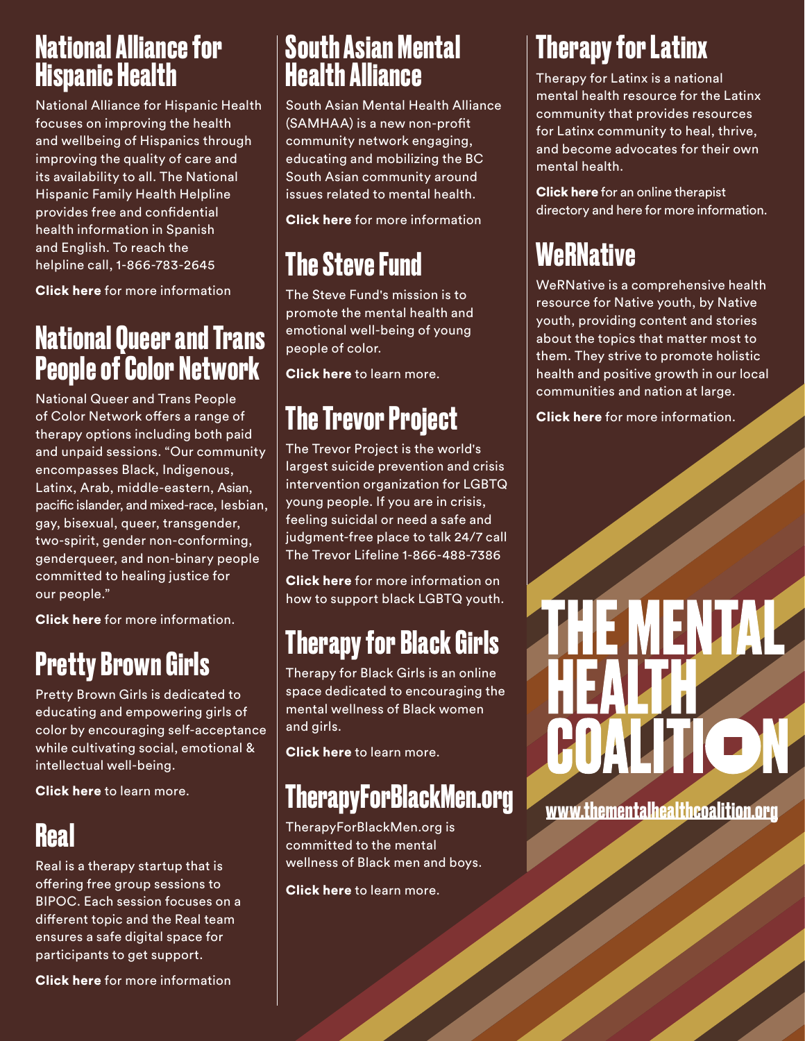## National Alliance for Hispanic Health

National Alliance for Hispanic Health focuses on improving the health and wellbeing of Hispanics through improving the quality of care and its availability to all. The National Hispanic Family Health Helpline provides free and confidential health information in Spanish and English. To reach the helpline call, 1-866-783-2645

**Click here** for more information

## National Queer and Trans People of Color Network

National Queer and Trans People of Color Network offers a range of therapy options including both paid and unpaid sessions. "Our community encompasses Black, Indigenous, Latinx, Arab, middle-eastern, Asian, pacific islander, and mixed-race, lesbian, gay, bisexual, queer, transgender, two-spirit, gender non-conforming, genderqueer, and non-binary people committed to healing justice for our people."

**Click here** for more information.

## Pretty Brown Girls

Pretty Brown Girls is dedicated to educating and empowering girls of color by encouraging self-acceptance while cultivating social, emotional & intellectual well-being.

**Click here** to learn more.

## Real

Real is a therapy startup that is offering free group sessions to BIPOC. Each session focuses on a different topic and the Real team ensures a safe digital space for participants to get support.

**Click here** for more information

## South Asian Mental Health Alliance

South Asian Mental Health Alliance (SAMHAA) is a new non-profit community network engaging, educating and mobilizing the BC South Asian community around issues related to mental health.

**Click here** for more information

## The Steve Fund

The Steve Fund's mission is to promote the mental health and emotional well-being of young people of color.

**Click here** to learn more.

## The Trevor Project

The Trevor Project is the world's largest suicide prevention and crisis intervention organization for LGBTQ young people. If you are in crisis, feeling suicidal or need a safe and judgment-free place to talk 24/7 call The Trevor Lifeline 1-866-488-7386

**Click here** for more information on how to support black LGBTQ youth.

## Therapy for Black Girls

Therapy for Black Girls is an online space dedicated to encouraging the mental wellness of Black women and girls.

**Click here** to learn more.

## TherapyForBlackMen.org

TherapyForBlackMen.org is committed to the mental wellness of Black men and boys.

**Click here** to learn more.

## Therapy for Latinx

Therapy for Latinx is a national mental health resource for the Latinx community that provides resources for Latinx community to heal, thrive, and become advocates for their own mental health.

**Click here** for an online therapist directory and here for more information.

## WeRNative

WeRNative is a comprehensive health resource for Native youth, by Native youth, providing content and stories about the topics that matter most to them. They strive to promote holistic health and positive growth in our local communities and nation at large.

**Click here** for more information.

THE MENTAL HEALTH COALITION

www.thementalhealthcoalition.org